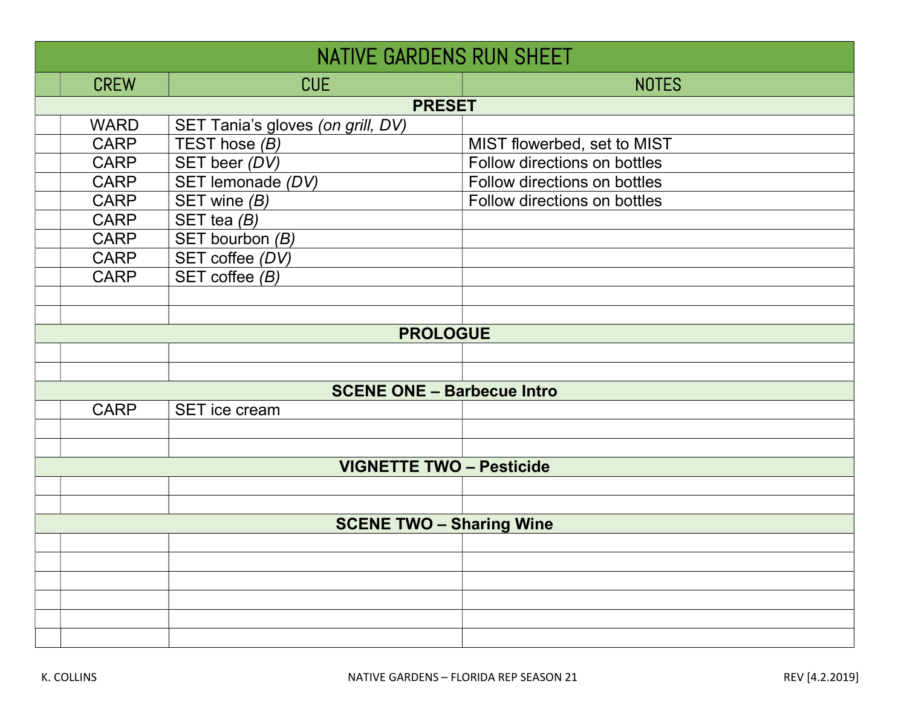# NATIVE GARDENS RUN SHEET

| | CREW | CUE | NOTES |
|---|---|---|---|
| | | **PRESET** | |
| | WARD | SET Tania's gloves *(on grill, DV)* | |
| | CARP | TEST hose *(B)* | MIST flowerbed, set to MIST |
| | CARP | SET beer *(DV)* | Follow directions on bottles |
| | CARP | SET lemonade *(DV)* | Follow directions on bottles |
| | CARP | SET wine *(B)* | Follow directions on bottles |
| | CARP | SET tea *(B)* | |
| | CARP | SET bourbon *(B)* | |
| | CARP | SET coffee *(DV)* | |
| | CARP | SET coffee *(B)* | |
| | | | |
| | | | |
| | | **PROLOGUE** | |
| | | | |
| | | | |
| | | **SCENE ONE – Barbecue Intro** | |
| | CARP | SET ice cream | |
| | | | |
| | | | |
| | | **VIGNETTE TWO – Pesticide** | |
| | | | |
| | | | |
| | | **SCENE TWO – Sharing Wine** | |
| | | | |
| | | | |
| | | | |
| | | | |
| | | | |
| | | | |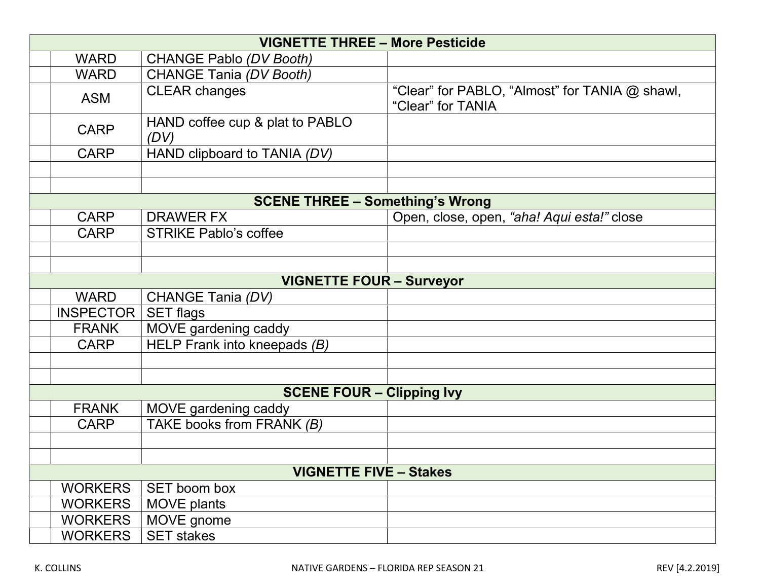| | | | |
|---|---|---|---|
| **VIGNETTE THREE – More Pesticide** | | | |
| | WARD | CHANGE Pablo *(DV Booth)* | |
| | WARD | CHANGE Tania *(DV Booth)* | |
| | ASM | CLEAR changes | "Clear" for PABLO, "Almost" for TANIA @ shawl, "Clear" for TANIA |
| | CARP | HAND coffee cup & plat to PABLO *(DV)* | |
| | CARP | HAND clipboard to TANIA *(DV)* | |
| | | | |
| | | | |
| **SCENE THREE – Something's Wrong** | | | |
| | CARP | DRAWER FX | Open, close, open, *"aha! Aqui esta!"* close |
| | CARP | STRIKE Pablo's coffee | |
| | | | |
| | | | |
| **VIGNETTE FOUR – Surveyor** | | | |
| | WARD | CHANGE Tania *(DV)* | |
| | INSPECTOR | SET flags | |
| | FRANK | MOVE gardening caddy | |
| | CARP | HELP Frank into kneepads *(B)* | |
| | | | |
| | | | |
| **SCENE FOUR – Clipping Ivy** | | | |
| | FRANK | MOVE gardening caddy | |
| | CARP | TAKE books from FRANK *(B)* | |
| | | | |
| | | | |
| **VIGNETTE FIVE – Stakes** | | | |
| | WORKERS | SET boom box | |
| | WORKERS | MOVE plants | |
| | WORKERS | MOVE gnome | |
| | WORKERS | SET stakes | |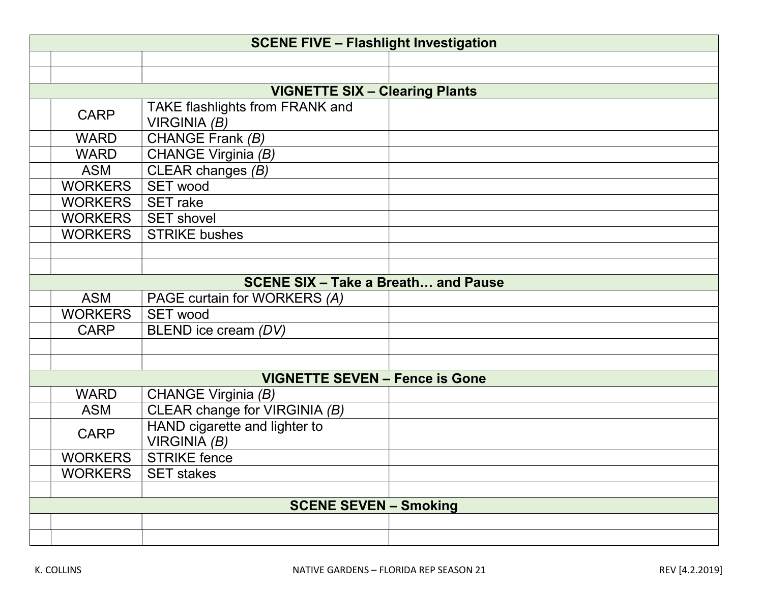| | | | |
|---|---|---|---|
| **SCENE FIVE – Flashlight Investigation** | | | |
| | | | |
| | | | |
| **VIGNETTE SIX – Clearing Plants** | | | |
| | CARP | TAKE flashlights from FRANK and VIRGINIA *(B)* | |
| | WARD | CHANGE Frank *(B)* | |
| | WARD | CHANGE Virginia *(B)* | |
| | ASM | CLEAR changes *(B)* | |
| | WORKERS | SET wood | |
| | WORKERS | SET rake | |
| | WORKERS | SET shovel | |
| | WORKERS | STRIKE bushes | |
| | | | |
| | | | |
| **SCENE SIX – Take a Breath… and Pause** | | | |
| | ASM | PAGE curtain for WORKERS *(A)* | |
| | WORKERS | SET wood | |
| | CARP | BLEND ice cream *(DV)* | |
| | | | |
| | | | |
| **VIGNETTE SEVEN – Fence is Gone** | | | |
| | WARD | CHANGE Virginia *(B)* | |
| | ASM | CLEAR change for VIRGINIA *(B)* | |
| | CARP | HAND cigarette and lighter to VIRGINIA *(B)* | |
| | WORKERS | STRIKE fence | |
| | WORKERS | SET stakes | |
| | | | |
| **SCENE SEVEN – Smoking** | | | |
| | | | |
| | | | |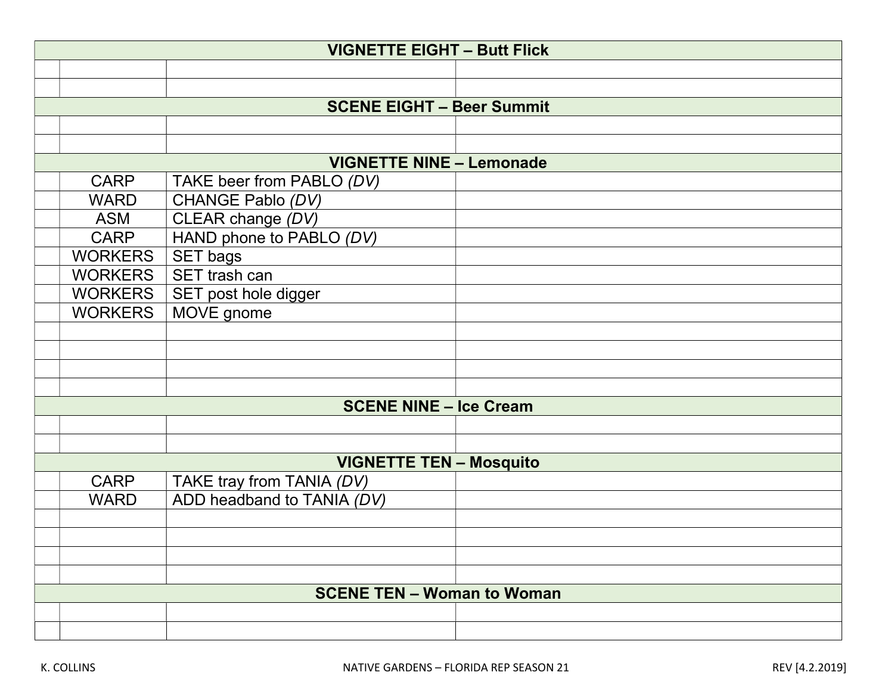| | | | |
|---|---|---|---|
| **VIGNETTE EIGHT – Butt Flick** | | | |
| | | | |
| | | | |
| **SCENE EIGHT – Beer Summit** | | | |
| | | | |
| | | | |
| **VIGNETTE NINE – Lemonade** | | | |
| | CARP | TAKE beer from PABLO *(DV)* | |
| | WARD | CHANGE Pablo *(DV)* | |
| | ASM | CLEAR change *(DV)* | |
| | CARP | HAND phone to PABLO *(DV)* | |
| | WORKERS | SET bags | |
| | WORKERS | SET trash can | |
| | WORKERS | SET post hole digger | |
| | WORKERS | MOVE gnome | |
| | | | |
| | | | |
| | | | |
| | | | |
| **SCENE NINE – Ice Cream** | | | |
| | | | |
| | | | |
| **VIGNETTE TEN – Mosquito** | | | |
| | CARP | TAKE tray from TANIA *(DV)* | |
| | WARD | ADD headband to TANIA *(DV)* | |
| | | | |
| | | | |
| | | | |
| | | | |
| **SCENE TEN – Woman to Woman** | | | |
| | | | |
| | | | |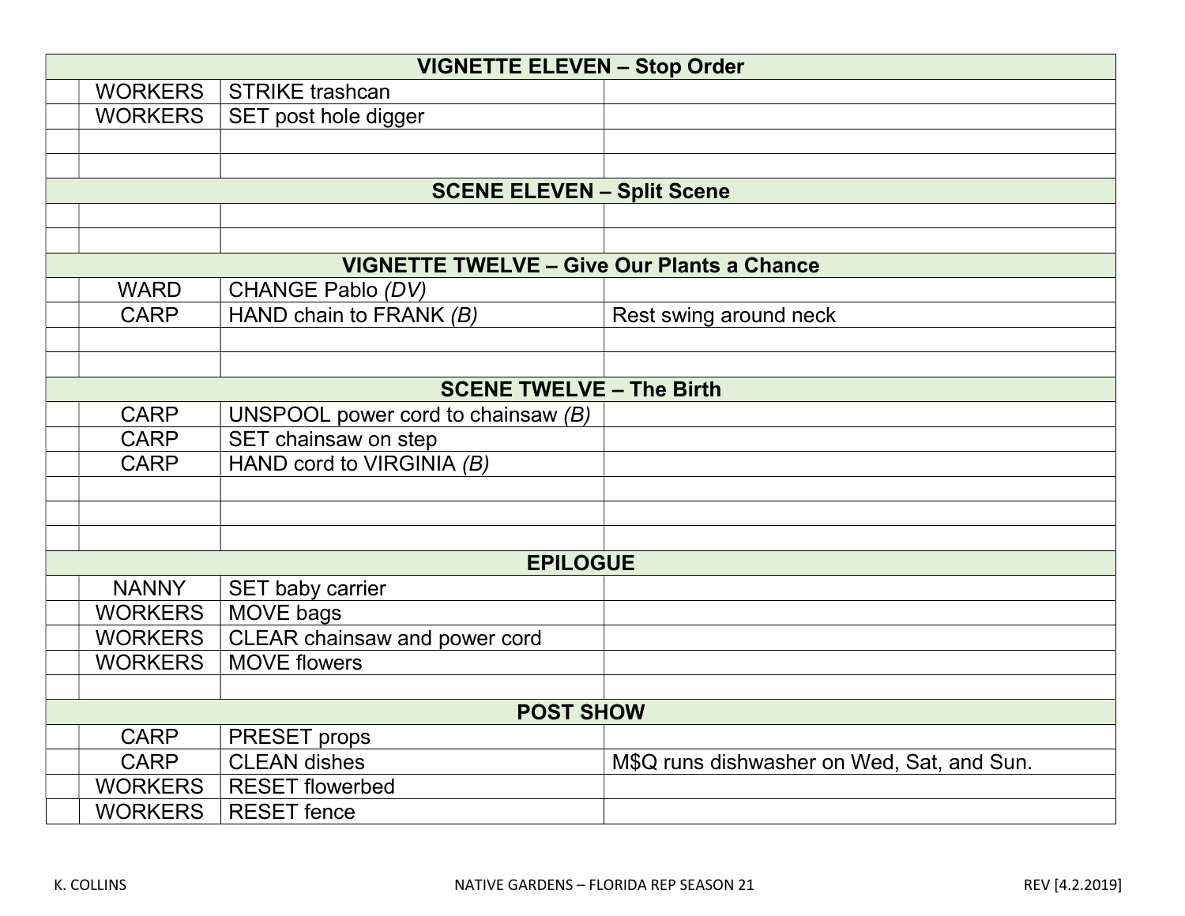| | | | |
|---|---|---|---|
| **VIGNETTE ELEVEN – Stop Order** | | | |
| | WORKERS | STRIKE trashcan | |
| | WORKERS | SET post hole digger | |
| | | | |
| | | | |
| **SCENE ELEVEN – Split Scene** | | | |
| | | | |
| | | | |
| **VIGNETTE TWELVE – Give Our Plants a Chance** | | | |
| | WARD | CHANGE Pablo *(DV)* | |
| | CARP | HAND chain to FRANK *(B)* | Rest swing around neck |
| | | | |
| | | | |
| **SCENE TWELVE – The Birth** | | | |
| | CARP | UNSPOOL power cord to chainsaw *(B)* | |
| | CARP | SET chainsaw on step | |
| | CARP | HAND cord to VIRGINIA *(B)* | |
| | | | |
| | | | |
| | | | |
| **EPILOGUE** | | | |
| | NANNY | SET baby carrier | |
| | WORKERS | MOVE bags | |
| | WORKERS | CLEAR chainsaw and power cord | |
| | WORKERS | MOVE flowers | |
| | | | |
| **POST SHOW** | | | |
| | CARP | PRESET props | |
| | CARP | CLEAN dishes | M$Q runs dishwasher on Wed, Sat, and Sun. |
| | WORKERS | RESET flowerbed | |
| | WORKERS | RESET fence | |